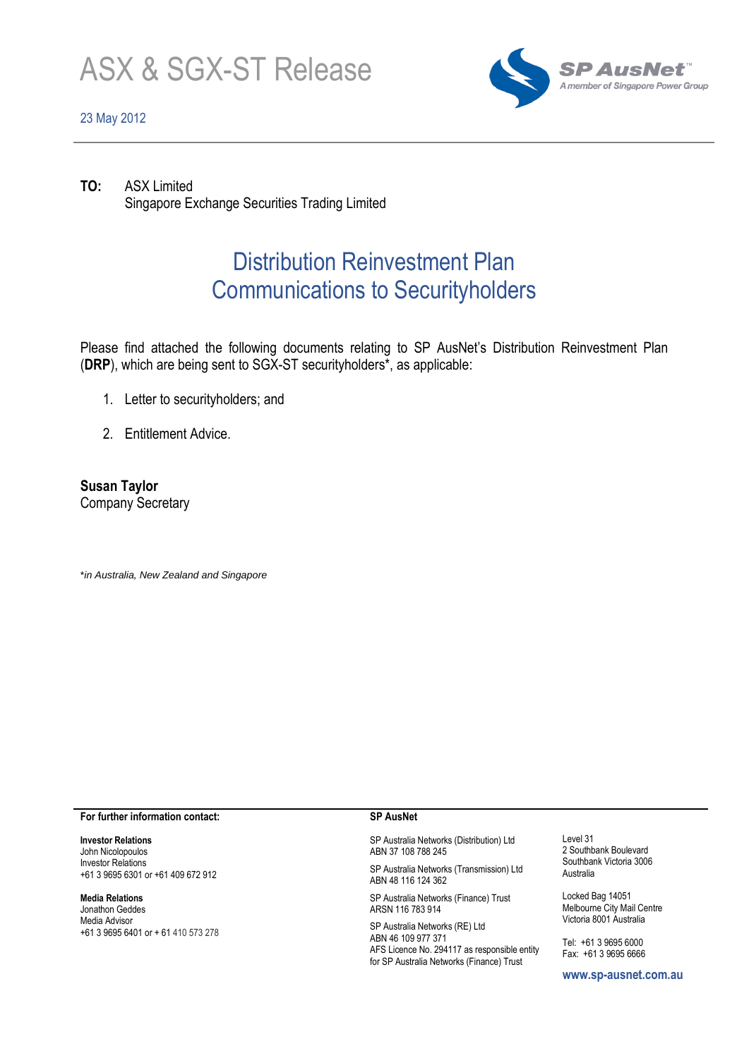# ASX & SGX-ST Release

23 May 2012

SP AusNet™
A member of Singapore Power Group

**TO:** ASX Limited
Singapore Exchange Securities Trading Limited

## Distribution Reinvestment Plan Communications to Securityholders

Please find attached the following documents relating to SP AusNet's Distribution Reinvestment Plan (**DRP**), which are being sent to SGX-ST securityholders*, as applicable:

1. Letter to securityholders; and
2. Entitlement Advice.

**Susan Taylor**
Company Secretary

**in Australia, New Zealand and Singapore*

**For further information contact:**

**Investor Relations**
John Nicolopoulos
Investor Relations
+61 3 9695 6301 or +61 409 672 912

**Media Relations**
Jonathon Geddes
Media Advisor
+61 3 9695 6401 or + 61 410 573 278

**SP AusNet**

SP Australia Networks (Distribution) Ltd
ABN 37 108 788 245

SP Australia Networks (Transmission) Ltd
ABN 48 116 124 362

SP Australia Networks (Finance) Trust
ARSN 116 783 914

SP Australia Networks (RE) Ltd
ABN 46 109 977 371
AFS Licence No. 294117 as responsible entity for SP Australia Networks (Finance) Trust

Level 31
2 Southbank Boulevard
Southbank Victoria 3006
Australia

Locked Bag 14051
Melbourne City Mail Centre
Victoria 8001 Australia

Tel: +61 3 9695 6000
Fax: +61 3 9695 6666

**www.sp-ausnet.com.au**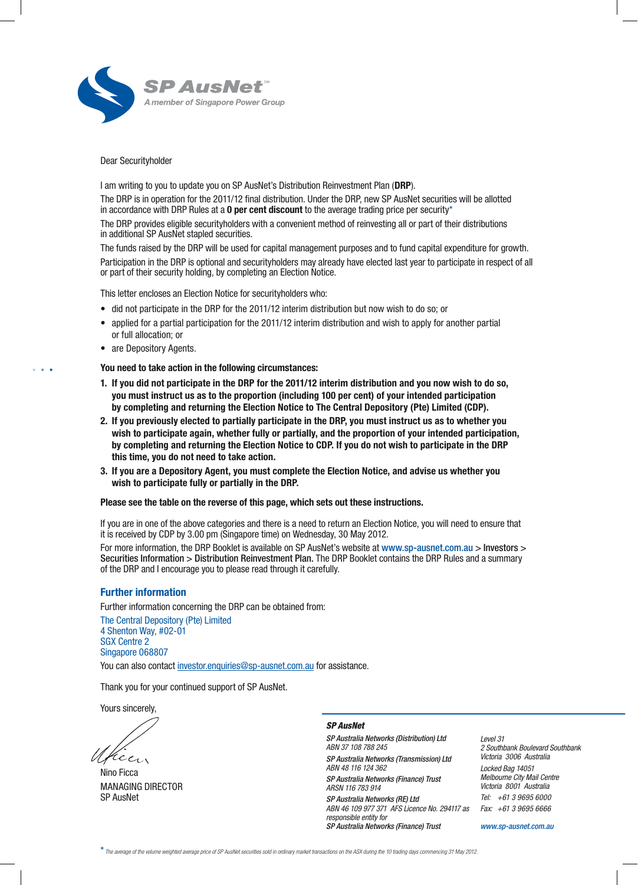SP AusNet™
A member of Singapore Power Group

Dear Securityholder

I am writing to you to update you on SP AusNet's Distribution Reinvestment Plan (**DRP**).

The DRP is in operation for the 2011/12 final distribution. Under the DRP, new SP AusNet securities will be allotted in accordance with DRP Rules at a **0 per cent discount** to the average trading price per security*

The DRP provides eligible securityholders with a convenient method of reinvesting all or part of their distributions in additional SP AusNet stapled securities.

The funds raised by the DRP will be used for capital management purposes and to fund capital expenditure for growth.

Participation in the DRP is optional and securityholders may already have elected last year to participate in respect of all or part of their security holding, by completing an Election Notice.

This letter encloses an Election Notice for securityholders who:

- did not participate in the DRP for the 2011/12 interim distribution but now wish to do so; or
- applied for a partial participation for the 2011/12 interim distribution and wish to apply for another partial or full allocation; or
- are Depository Agents.

**You need to take action in the following circumstances:**

1. **If you did not participate in the DRP for the 2011/12 interim distribution and you now wish to do so, you must instruct us as to the proportion (including 100 per cent) of your intended participation by completing and returning the Election Notice to The Central Depository (Pte) Limited (CDP).**
2. **If you previously elected to partially participate in the DRP, you must instruct us as to whether you wish to participate again, whether fully or partially, and the proportion of your intended participation, by completing and returning the Election Notice to CDP. If you do not wish to participate in the DRP this time, you do not need to take action.**
3. **If you are a Depository Agent, you must complete the Election Notice, and advise us whether you wish to participate fully or partially in the DRP.**

**Please see the table on the reverse of this page, which sets out these instructions.**

If you are in one of the above categories and there is a need to return an Election Notice, you will need to ensure that it is received by CDP by 3.00 pm (Singapore time) on Wednesday, 30 May 2012.

For more information, the DRP Booklet is available on SP AusNet's website at www.sp-ausnet.com.au > Investors > Securities Information > Distribution Reinvestment Plan. The DRP Booklet contains the DRP Rules and a summary of the DRP and I encourage you to please read through it carefully.

## Further information

Further information concerning the DRP can be obtained from:

The Central Depository (Pte) Limited
4 Shenton Way, #02-01
SGX Centre 2
Singapore 068807

You can also contact investor.enquiries@sp-ausnet.com.au for assistance.

Thank you for your continued support of SP AusNet.

Yours sincerely,

Nino Ficca
MANAGING DIRECTOR
SP AusNet

***SP AusNet***

*SP Australia Networks (Distribution) Ltd*
*ABN 37 108 788 245*

*SP Australia Networks (Transmission) Ltd*
*ABN 48 116 124 362*

*SP Australia Networks (Finance) Trust*
*ARSN 116 783 914*

*SP Australia Networks (RE) Ltd*
*ABN 46 109 977 371 AFS Licence No. 294117 as responsible entity for*
*SP Australia Networks (Finance) Trust*

*Level 31*
*2 Southbank Boulevard Southbank*
*Victoria 3006 Australia*

*Locked Bag 14051*
*Melbourne City Mail Centre*
*Victoria 8001 Australia*

*Tel: +61 3 9695 6000*
*Fax: +61 3 9695 6666*

*www.sp-ausnet.com.au*

\* *The average of the volume weighted average price of SP AusNet securities sold in ordinary market transactions on the ASX during the 10 trading days commencing 31 May 2012.*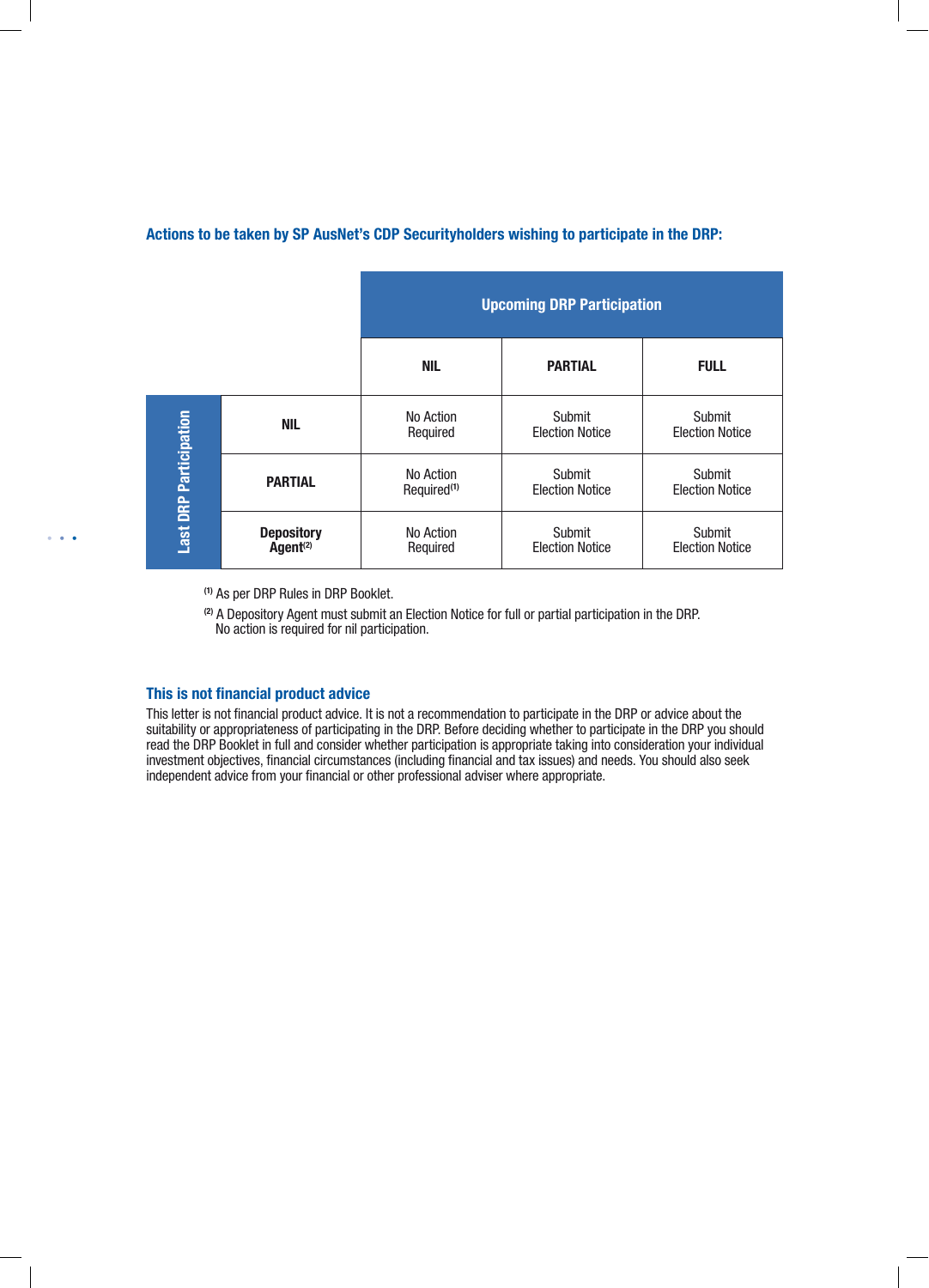### Actions to be taken by SP AusNet's CDP Securityholders wishing to participate in the DRP:

| | | Upcoming DRP Participation | | |
|---|---|---|---|---|
| | | NIL | PARTIAL | FULL |
| Last DRP Participation | NIL | No Action Required | Submit Election Notice | Submit Election Notice |
| | PARTIAL | No Action Required[1] | Submit Election Notice | Submit Election Notice |
| | Depository Agent[2] | No Action Required | Submit Election Notice | Submit Election Notice |

[1] As per DRP Rules in DRP Booklet.

[2] A Depository Agent must submit an Election Notice for full or partial participation in the DRP. No action is required for nil participation.

### This is not financial product advice

This letter is not financial product advice. It is not a recommendation to participate in the DRP or advice about the suitability or appropriateness of participating in the DRP. Before deciding whether to participate in the DRP you should read the DRP Booklet in full and consider whether participation is appropriate taking into consideration your individual investment objectives, financial circumstances (including financial and tax issues) and needs. You should also seek independent advice from your financial or other professional adviser where appropriate.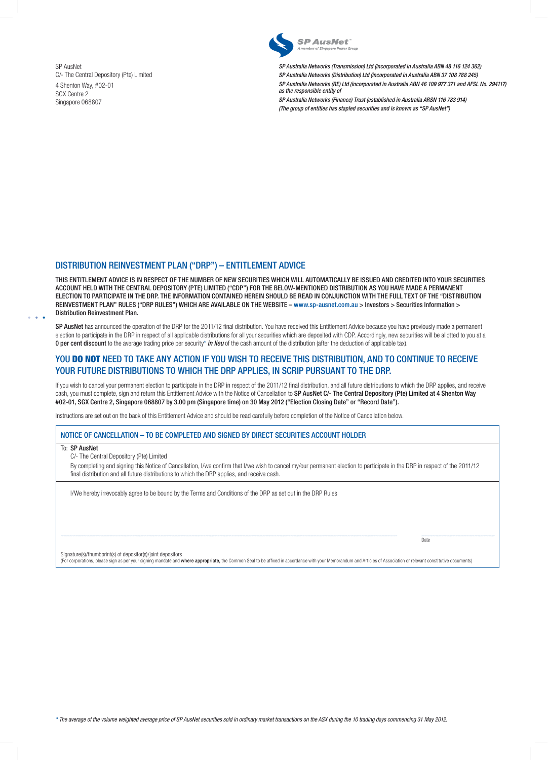SP AusNet
C/- The Central Depository (Pte) Limited
4 Shenton Way, #02-01
SGX Centre 2
Singapore 068807

*SP Australia Networks (Transmission) Ltd (incorporated in Australia ABN 48 116 124 362)*
*SP Australia Networks (Distribution) Ltd (incorporated in Australia ABN 37 108 788 245)*
*SP Australia Networks (RE) Ltd (incorporated in Australia ABN 46 109 977 371 and AFSL No. 294117) as the responsible entity of*
*SP Australia Networks (Finance) Trust (established in Australia ARSN 116 783 914)*
*(The group of entities has stapled securities and is known as "SP AusNet")*

## DISTRIBUTION REINVESTMENT PLAN ("DRP") – ENTITLEMENT ADVICE

**THIS ENTITLEMENT ADVICE IS IN RESPECT OF THE NUMBER OF NEW SECURITIES WHICH WILL AUTOMATICALLY BE ISSUED AND CREDITED INTO YOUR SECURITIES ACCOUNT HELD WITH THE CENTRAL DEPOSITORY (PTE) LIMITED ("CDP") FOR THE BELOW-MENTIONED DISTRIBUTION AS YOU HAVE MADE A PERMANENT ELECTION TO PARTICIPATE IN THE DRP. THE INFORMATION CONTAINED HEREIN SHOULD BE READ IN CONJUNCTION WITH THE FULL TEXT OF THE "DISTRIBUTION REINVESTMENT PLAN" RULES ("DRP RULES") WHICH ARE AVAILABLE ON THE WEBSITE – www.sp-ausnet.com.au > Investors > Securities Information > Distribution Reinvestment Plan.**

**SP AusNet** has announced the operation of the DRP for the 2011/12 final distribution. You have received this Entitlement Advice because you have previously made a permanent election to participate in the DRP in respect of all applicable distributions for all your securities which are deposited with CDP. Accordingly, new securities will be allotted to you at a **0 per cent discount** to the average trading price per security* ***in lieu*** of the cash amount of the distribution (after the deduction of applicable tax).

## YOU **DO NOT** NEED TO TAKE ANY ACTION IF YOU WISH TO RECEIVE THIS DISTRIBUTION, AND TO CONTINUE TO RECEIVE YOUR FUTURE DISTRIBUTIONS TO WHICH THE DRP APPLIES, IN SCRIP PURSUANT TO THE DRP.

If you wish to cancel your permanent election to participate in the DRP in respect of the 2011/12 final distribution, and all future distributions to which the DRP applies, and receive cash, you must complete, sign and return this Entitlement Advice with the Notice of Cancellation to **SP AusNet C/- The Central Depository (Pte) Limited at 4 Shenton Way #02-01, SGX Centre 2, Singapore 068807 by 3.00 pm (Singapore time) on 30 May 2012 ("Election Closing Date" or "Record Date").**

Instructions are set out on the back of this Entitlement Advice and should be read carefully before completion of the Notice of Cancellation below.

### NOTICE OF CANCELLATION – TO BE COMPLETED AND SIGNED BY DIRECT SECURITIES ACCOUNT HOLDER

To: **SP AusNet**
C/- The Central Depository (Pte) Limited

By completing and signing this Notice of Cancellation, I/we confirm that I/we wish to cancel my/our permanent election to participate in the DRP in respect of the 2011/12 final distribution and all future distributions to which the DRP applies, and receive cash.

I/We hereby irrevocably agree to be bound by the Terms and Conditions of the DRP as set out in the DRP Rules

Date

Signature(s)/thumbprint(s) of depositor(s)/joint depositors
(For corporations, please sign as per your signing mandate and **where appropriate,** the Common Seal to be affixed in accordance with your Memorandum and Articles of Association or relevant constitutive documents)

*\* The average of the volume weighted average price of SP AusNet securities sold in ordinary market transactions on the ASX during the 10 trading days commencing 31 May 2012.*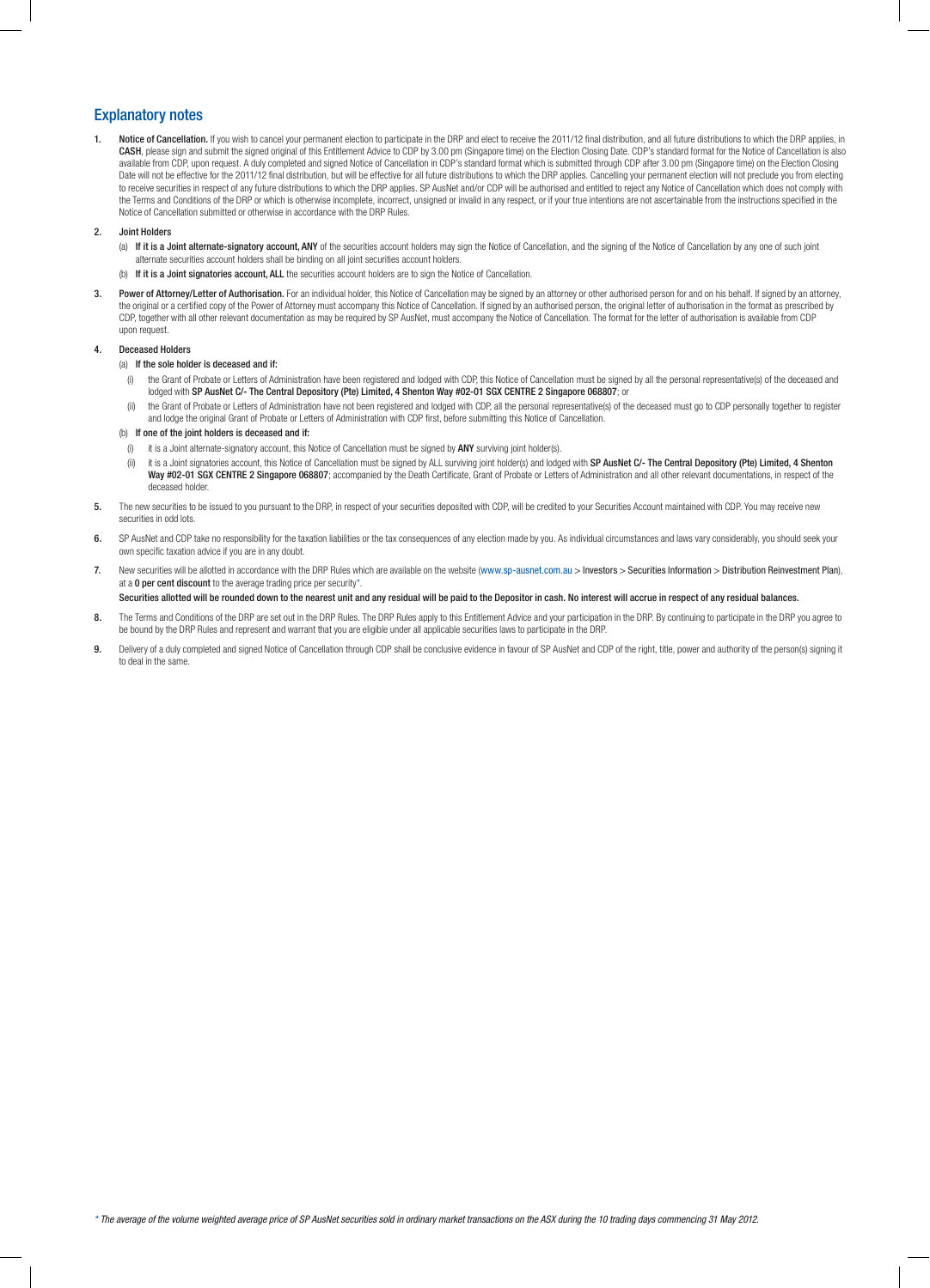## Explanatory notes

1. **Notice of Cancellation.** If you wish to cancel your permanent election to participate in the DRP and elect to receive the 2011/12 final distribution, and all future distributions to which the DRP applies, in **CASH**, please sign and submit the signed original of this Entitlement Advice to CDP by 3.00 pm (Singapore time) on the Election Closing Date. CDP's standard format for the Notice of Cancellation is also available from CDP, upon request. A duly completed and signed Notice of Cancellation in CDP's standard format which is submitted through CDP after 3.00 pm (Singapore time) on the Election Closing Date will not be effective for the 2011/12 final distribution, but will be effective for all future distributions to which the DRP applies. Cancelling your permanent election will not preclude you from electing to receive securities in respect of any future distributions to which the DRP applies. SP AusNet and/or CDP will be authorised and entitled to reject any Notice of Cancellation which does not comply with the Terms and Conditions of the DRP or which is otherwise incomplete, incorrect, unsigned or invalid in any respect, or if your true intentions are not ascertainable from the instructions specified in the Notice of Cancellation submitted or otherwise in accordance with the DRP Rules.

2. **Joint Holders**
   (a) **If it is a Joint alternate-signatory account, ANY** of the securities account holders may sign the Notice of Cancellation, and the signing of the Notice of Cancellation by any one of such joint alternate securities account holders shall be binding on all joint securities account holders.
   (b) **If it is a Joint signatories account, ALL** the securities account holders are to sign the Notice of Cancellation.

3. **Power of Attorney/Letter of Authorisation.** For an individual holder, this Notice of Cancellation may be signed by an attorney or other authorised person for and on his behalf. If signed by an attorney, the original or a certified copy of the Power of Attorney must accompany this Notice of Cancellation. If signed by an authorised person, the original letter of authorisation in the format as prescribed by CDP, together with all other relevant documentation as may be required by SP AusNet, must accompany the Notice of Cancellation. The format for the letter of authorisation is available from CDP upon request.

4. **Deceased Holders**
   (a) **If the sole holder is deceased and if:**
      (i) the Grant of Probate or Letters of Administration have been registered and lodged with CDP, this Notice of Cancellation must be signed by all the personal representative(s) of the deceased and lodged with **SP AusNet C/- The Central Depository (Pte) Limited, 4 Shenton Way #02-01 SGX CENTRE 2 Singapore 068807**; or
      (ii) the Grant of Probate or Letters of Administration have not been registered and lodged with CDP, all the personal representative(s) of the deceased must go to CDP personally together to register and lodge the original Grant of Probate or Letters of Administration with CDP first, before submitting this Notice of Cancellation.
   (b) **If one of the joint holders is deceased and if:**
      (i) it is a Joint alternate-signatory account, this Notice of Cancellation must be signed by **ANY** surviving joint holder(s).
      (ii) it is a Joint signatories account, this Notice of Cancellation must be signed by ALL surviving joint holder(s) and lodged with **SP AusNet C/- The Central Depository (Pte) Limited, 4 Shenton Way #02-01 SGX CENTRE 2 Singapore 068807**; accompanied by the Death Certificate, Grant of Probate or Letters of Administration and all other relevant documentations, in respect of the deceased holder.

5. The new securities to be issued to you pursuant to the DRP, in respect of your securities deposited with CDP, will be credited to your Securities Account maintained with CDP. You may receive new securities in odd lots.

6. SP AusNet and CDP take no responsibility for the taxation liabilities or the tax consequences of any election made by you. As individual circumstances and laws vary considerably, you should seek your own specific taxation advice if you are in any doubt.

7. New securities will be allotted in accordance with the DRP Rules which are available on the website (www.sp-ausnet.com.au > Investors > Securities Information > Distribution Reinvestment Plan), at a **0 per cent discount** to the average trading price per security*.
   **Securities allotted will be rounded down to the nearest unit and any residual will be paid to the Depositor in cash. No interest will accrue in respect of any residual balances.**

8. The Terms and Conditions of the DRP are set out in the DRP Rules. The DRP Rules apply to this Entitlement Advice and your participation in the DRP. By continuing to participate in the DRP you agree to be bound by the DRP Rules and represent and warrant that you are eligible under all applicable securities laws to participate in the DRP.

9. Delivery of a duly completed and signed Notice of Cancellation through CDP shall be conclusive evidence in favour of SP AusNet and CDP of the right, title, power and authority of the person(s) signing it to deal in the same.

*\* The average of the volume weighted average price of SP AusNet securities sold in ordinary market transactions on the ASX during the 10 trading days commencing 31 May 2012.*